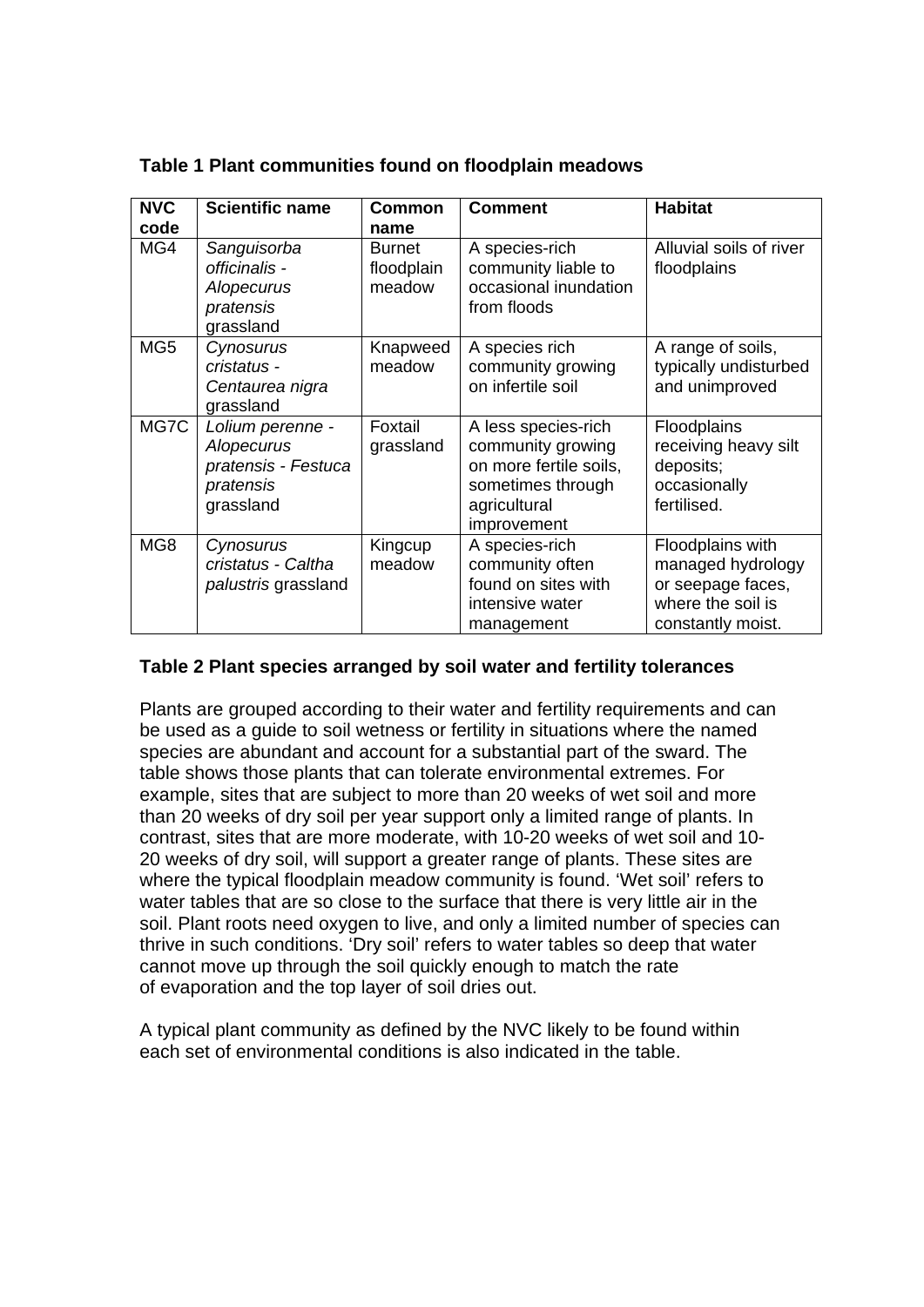**Table 1 Plant communities found on floodplain meadows**

| NVC code | Scientific name | Common name | Comment | Habitat |
|---|---|---|---|---|
| MG4 | *Sanguisorba officinalis - Alopecurus pratensis* grassland | Burnet floodplain meadow | A species-rich community liable to occasional inundation from floods | Alluvial soils of river floodplains |
| MG5 | *Cynosurus cristatus - Centaurea nigra* grassland | Knapweed meadow | A species rich community growing on infertile soil | A range of soils, typically undisturbed and unimproved |
| MG7C | *Lolium perenne - Alopecurus pratensis - Festuca pratensis* grassland | Foxtail grassland | A less species-rich community growing on more fertile soils, sometimes through agricultural improvement | Floodplains receiving heavy silt deposits; occasionally fertilised. |
| MG8 | *Cynosurus cristatus - Caltha palustris* grassland | Kingcup meadow | A species-rich community often found on sites with intensive water management | Floodplains with managed hydrology or seepage faces, where the soil is constantly moist. |

**Table 2 Plant species arranged by soil water and fertility tolerances**

Plants are grouped according to their water and fertility requirements and can be used as a guide to soil wetness or fertility in situations where the named species are abundant and account for a substantial part of the sward. The table shows those plants that can tolerate environmental extremes. For example, sites that are subject to more than 20 weeks of wet soil and more than 20 weeks of dry soil per year support only a limited range of plants. In contrast, sites that are more moderate, with 10-20 weeks of wet soil and 10-20 weeks of dry soil, will support a greater range of plants. These sites are where the typical floodplain meadow community is found. 'Wet soil' refers to water tables that are so close to the surface that there is very little air in the soil. Plant roots need oxygen to live, and only a limited number of species can thrive in such conditions. 'Dry soil' refers to water tables so deep that water cannot move up through the soil quickly enough to match the rate of evaporation and the top layer of soil dries out.

A typical plant community as defined by the NVC likely to be found within each set of environmental conditions is also indicated in the table.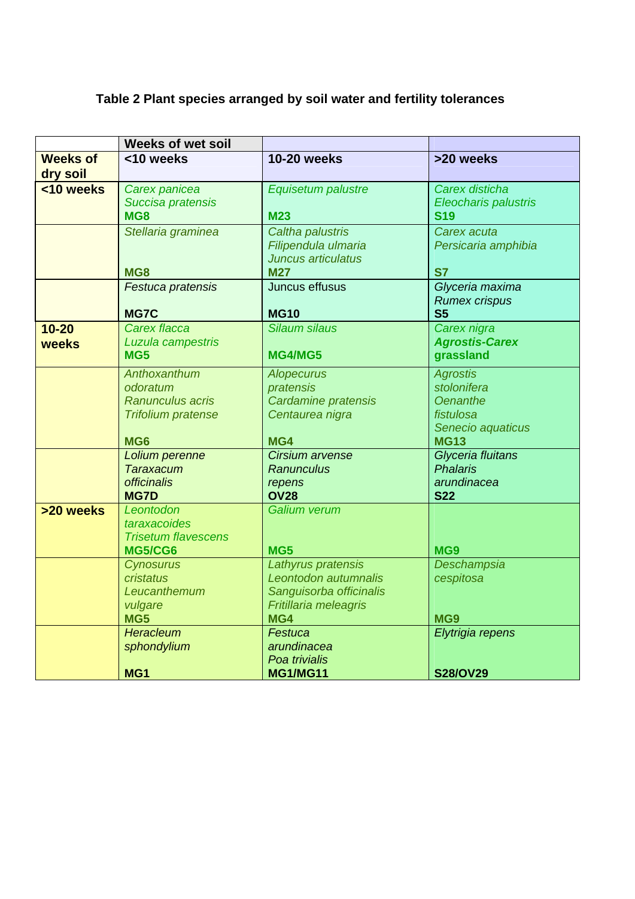**Table 2 Plant species arranged by soil water and fertility tolerances**

| | Weeks of wet soil | | |
|---|---|---|---|
| **Weeks of dry soil** | **<10 weeks** | **10-20 weeks** | **>20 weeks** |
| **<10 weeks** | *Carex panicea* *Succisa pratensis* **MG8** | *Equisetum palustre* **M23** | *Carex disticha* *Eleocharis palustris* **S19** |
| | *Stellaria graminea* **MG8** | *Caltha palustris* *Filipendula ulmaria* *Juncus articulatus* **M27** | *Carex acuta* *Persicaria amphibia* **S7** |
| | *Festuca pratensis* **MG7C** | Juncus effusus **MG10** | *Glyceria maxima* *Rumex crispus* **S5** |
| **10-20 weeks** | *Carex flacca* *Luzula campestris* **MG5** | *Silaum silaus* **MG4/MG5** | *Carex nigra* ***Agrostis-Carex* grassland** |
| | *Anthoxanthum odoratum* *Ranunculus acris* *Trifolium pratense* **MG6** | *Alopecurus pratensis* *Cardamine pratensis* *Centaurea nigra* **MG4** | *Agrostis stolonifera* *Oenanthe fistulosa* *Senecio aquaticus* **MG13** |
| | *Lolium perenne* *Taraxacum officinalis* **MG7D** | *Cirsium arvense* *Ranunculus repens* **OV28** | *Glyceria fluitans* *Phalaris arundinacea* **S22** |
| **>20 weeks** | *Leontodon taraxacoides* *Trisetum flavescens* **MG5/CG6** | *Galium verum* **MG5** | **MG9** |
| | *Cynosurus cristatus* *Leucanthemum vulgare* **MG5** | *Lathyrus pratensis* *Leontodon autumnalis* *Sanguisorba officinalis* *Fritillaria meleagris* **MG4** | *Deschampsia cespitosa* **MG9** |
| | *Heracleum sphondylium* **MG1** | *Festuca arundinacea* *Poa trivialis* **MG1/MG11** | *Elytrigia repens* **S28/OV29** |